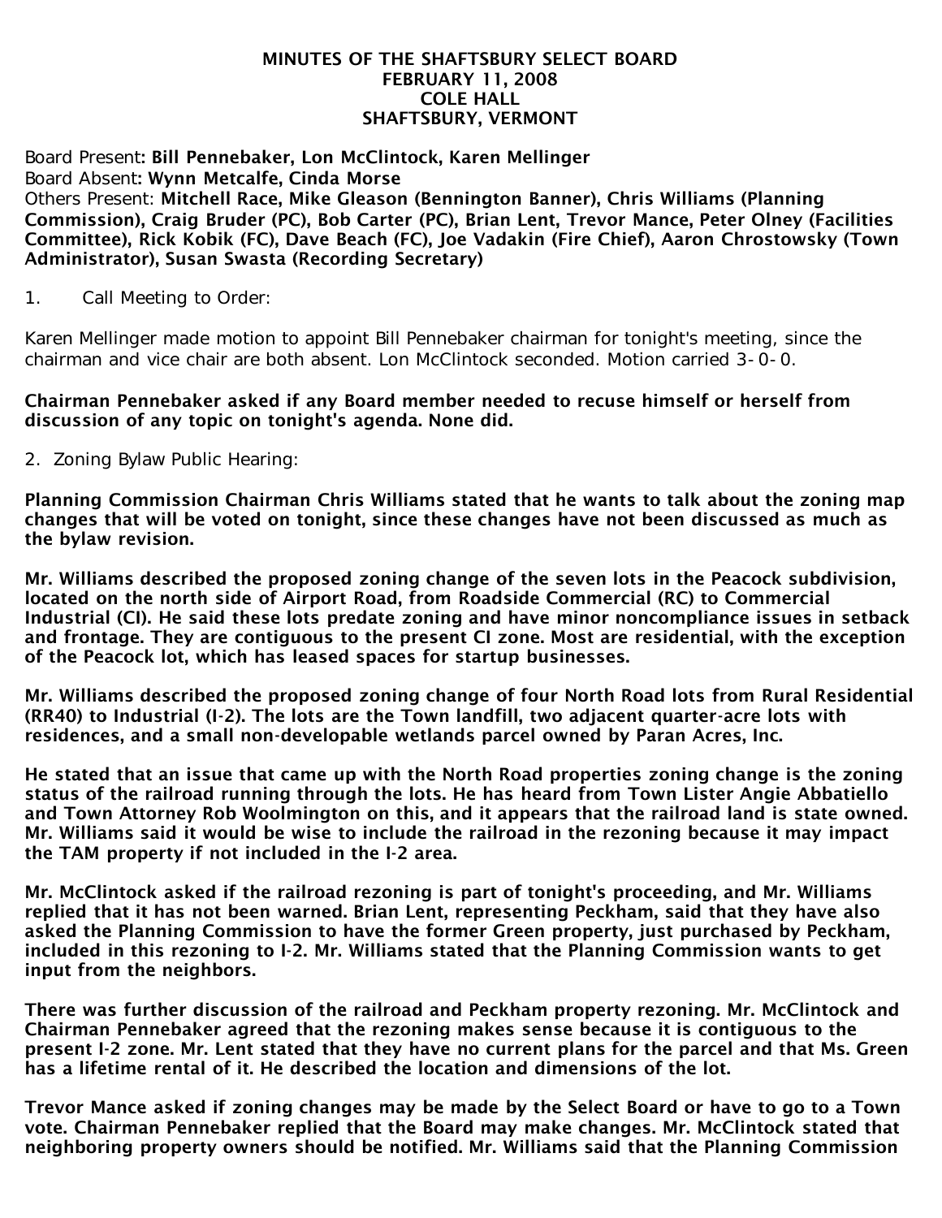# MINUTES OF THE SHAFTSBURY SELECT BOARD
## FEBRUARY 11, 2008
## COLE HALL
## SHAFTSBURY, VERMONT

Board Present: **Bill Pennebaker, Lon McClintock, Karen Mellinger**
Board Absent: **Wynn Metcalfe, Cinda Morse**
Others Present: **Mitchell Race, Mike Gleason (Bennington Banner), Chris Williams (Planning Commission), Craig Bruder (PC), Bob Carter (PC), Brian Lent, Trevor Mance, Peter Olney (Facilities Committee), Rick Kobik (FC), Dave Beach (FC), Joe Vadakin (Fire Chief), Aaron Chrostowsky (Town Administrator), Susan Swasta (Recording Secretary)**

1. Call Meeting to Order:

Karen Mellinger made motion to appoint Bill Pennebaker chairman for tonight's meeting, since the chairman and vice chair are both absent. Lon McClintock seconded. Motion carried 3-0-0.

**Chairman Pennebaker asked if any Board member needed to recuse himself or herself from discussion of any topic on tonight's agenda. None did.**

2. Zoning Bylaw Public Hearing:

**Planning Commission Chairman Chris Williams stated that he wants to talk about the zoning map changes that will be voted on tonight, since these changes have not been discussed as much as the bylaw revision.**

**Mr. Williams described the proposed zoning change of the seven lots in the Peacock subdivision, located on the north side of Airport Road, from Roadside Commercial (RC) to Commercial Industrial (CI). He said these lots predate zoning and have minor noncompliance issues in setback and frontage. They are contiguous to the present CI zone. Most are residential, with the exception of the Peacock lot, which has leased spaces for startup businesses.**

**Mr. Williams described the proposed zoning change of four North Road lots from Rural Residential (RR40) to Industrial (I-2). The lots are the Town landfill, two adjacent quarter-acre lots with residences, and a small non-developable wetlands parcel owned by Paran Acres, Inc.**

**He stated that an issue that came up with the North Road properties zoning change is the zoning status of the railroad running through the lots. He has heard from Town Lister Angie Abbatiello and Town Attorney Rob Woolmington on this, and it appears that the railroad land is state owned. Mr. Williams said it would be wise to include the railroad in the rezoning because it may impact the TAM property if not included in the I-2 area.**

**Mr. McClintock asked if the railroad rezoning is part of tonight's proceeding, and Mr. Williams replied that it has not been warned. Brian Lent, representing Peckham, said that they have also asked the Planning Commission to have the former Green property, just purchased by Peckham, included in this rezoning to I-2. Mr. Williams stated that the Planning Commission wants to get input from the neighbors.**

**There was further discussion of the railroad and Peckham property rezoning. Mr. McClintock and Chairman Pennebaker agreed that the rezoning makes sense because it is contiguous to the present I-2 zone. Mr. Lent stated that they have no current plans for the parcel and that Ms. Green has a lifetime rental of it. He described the location and dimensions of the lot.**

**Trevor Mance asked if zoning changes may be made by the Select Board or have to go to a Town vote. Chairman Pennebaker replied that the Board may make changes. Mr. McClintock stated that neighboring property owners should be notified. Mr. Williams said that the Planning Commission**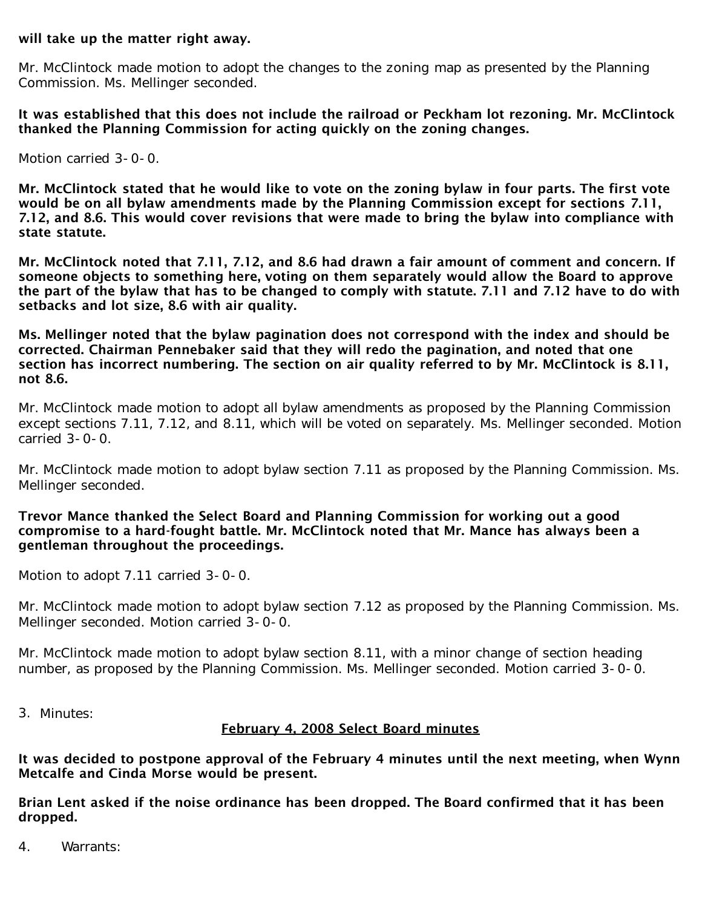**will take up the matter right away.**

Mr. McClintock made motion to adopt the changes to the zoning map as presented by the Planning Commission. Ms. Mellinger seconded.

**It was established that this does not include the railroad or Peckham lot rezoning. Mr. McClintock thanked the Planning Commission for acting quickly on the zoning changes.**

Motion carried 3-0-0.

**Mr. McClintock stated that he would like to vote on the zoning bylaw in four parts. The first vote would be on all bylaw amendments made by the Planning Commission except for sections 7.11, 7.12, and 8.6. This would cover revisions that were made to bring the bylaw into compliance with state statute.**

**Mr. McClintock noted that 7.11, 7.12, and 8.6 had drawn a fair amount of comment and concern. If someone objects to something here, voting on them separately would allow the Board to approve the part of the bylaw that has to be changed to comply with statute. 7.11 and 7.12 have to do with setbacks and lot size, 8.6 with air quality.**

**Ms. Mellinger noted that the bylaw pagination does not correspond with the index and should be corrected. Chairman Pennebaker said that they will redo the pagination, and noted that one section has incorrect numbering. The section on air quality referred to by Mr. McClintock is 8.11, not 8.6.**

Mr. McClintock made motion to adopt all bylaw amendments as proposed by the Planning Commission except sections 7.11, 7.12, and 8.11, which will be voted on separately. Ms. Mellinger seconded. Motion carried 3-0-0.

Mr. McClintock made motion to adopt bylaw section 7.11 as proposed by the Planning Commission. Ms. Mellinger seconded.

**Trevor Mance thanked the Select Board and Planning Commission for working out a good compromise to a hard-fought battle. Mr. McClintock noted that Mr. Mance has always been a gentleman throughout the proceedings.**

Motion to adopt 7.11 carried 3-0-0.

Mr. McClintock made motion to adopt bylaw section 7.12 as proposed by the Planning Commission. Ms. Mellinger seconded. Motion carried 3-0-0.

Mr. McClintock made motion to adopt bylaw section 8.11, with a minor change of section heading number, as proposed by the Planning Commission. Ms. Mellinger seconded. Motion carried 3-0-0.

3. Minutes:

**February 4, 2008 Select Board minutes**

**It was decided to postpone approval of the February 4 minutes until the next meeting, when Wynn Metcalfe and Cinda Morse would be present.**

**Brian Lent asked if the noise ordinance has been dropped. The Board confirmed that it has been dropped.**

4. Warrants: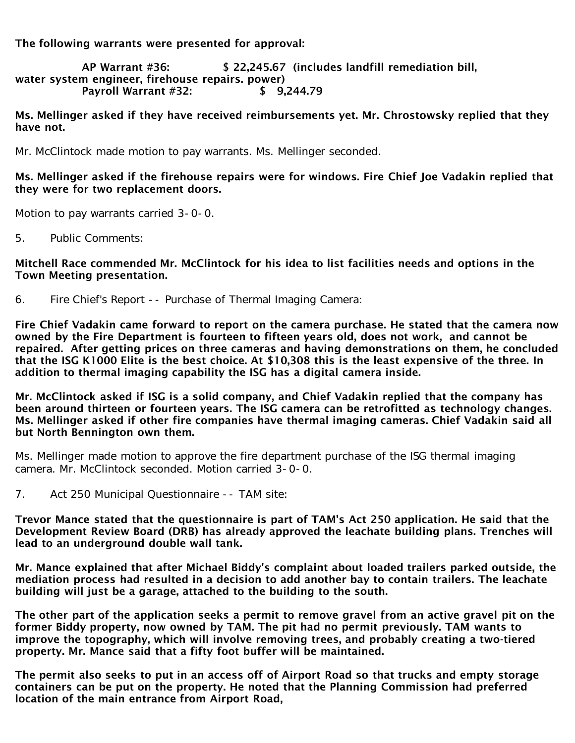**The following warrants were presented for approval:**

**AP Warrant #36: $ 22,245.67 (includes landfill remediation bill, water system engineer, firehouse repairs. power)**
**Payroll Warrant #32: $ 9,244.79**

**Ms. Mellinger asked if they have received reimbursements yet. Mr. Chrostowsky replied that they have not.**

Mr. McClintock made motion to pay warrants. Ms. Mellinger seconded.

**Ms. Mellinger asked if the firehouse repairs were for windows. Fire Chief Joe Vadakin replied that they were for two replacement doors.**

Motion to pay warrants carried 3-0-0.

5. Public Comments:

**Mitchell Race commended Mr. McClintock for his idea to list facilities needs and options in the Town Meeting presentation.**

6. Fire Chief's Report -- Purchase of Thermal Imaging Camera:

**Fire Chief Vadakin came forward to report on the camera purchase. He stated that the camera now owned by the Fire Department is fourteen to fifteen years old, does not work, and cannot be repaired. After getting prices on three cameras and having demonstrations on them, he concluded that the ISG K1000 Elite is the best choice. At $10,308 this is the least expensive of the three. In addition to thermal imaging capability the ISG has a digital camera inside.**

**Mr. McClintock asked if ISG is a solid company, and Chief Vadakin replied that the company has been around thirteen or fourteen years. The ISG camera can be retrofitted as technology changes. Ms. Mellinger asked if other fire companies have thermal imaging cameras. Chief Vadakin said all but North Bennington own them.**

Ms. Mellinger made motion to approve the fire department purchase of the ISG thermal imaging camera. Mr. McClintock seconded. Motion carried 3-0-0.

7. Act 250 Municipal Questionnaire -- TAM site:

**Trevor Mance stated that the questionnaire is part of TAM's Act 250 application. He said that the Development Review Board (DRB) has already approved the leachate building plans. Trenches will lead to an underground double wall tank.**

**Mr. Mance explained that after Michael Biddy's complaint about loaded trailers parked outside, the mediation process had resulted in a decision to add another bay to contain trailers. The leachate building will just be a garage, attached to the building to the south.**

**The other part of the application seeks a permit to remove gravel from an active gravel pit on the former Biddy property, now owned by TAM. The pit had no permit previously. TAM wants to improve the topography, which will involve removing trees, and probably creating a two-tiered property. Mr. Mance said that a fifty foot buffer will be maintained.**

**The permit also seeks to put in an access off of Airport Road so that trucks and empty storage containers can be put on the property. He noted that the Planning Commission had preferred location of the main entrance from Airport Road,**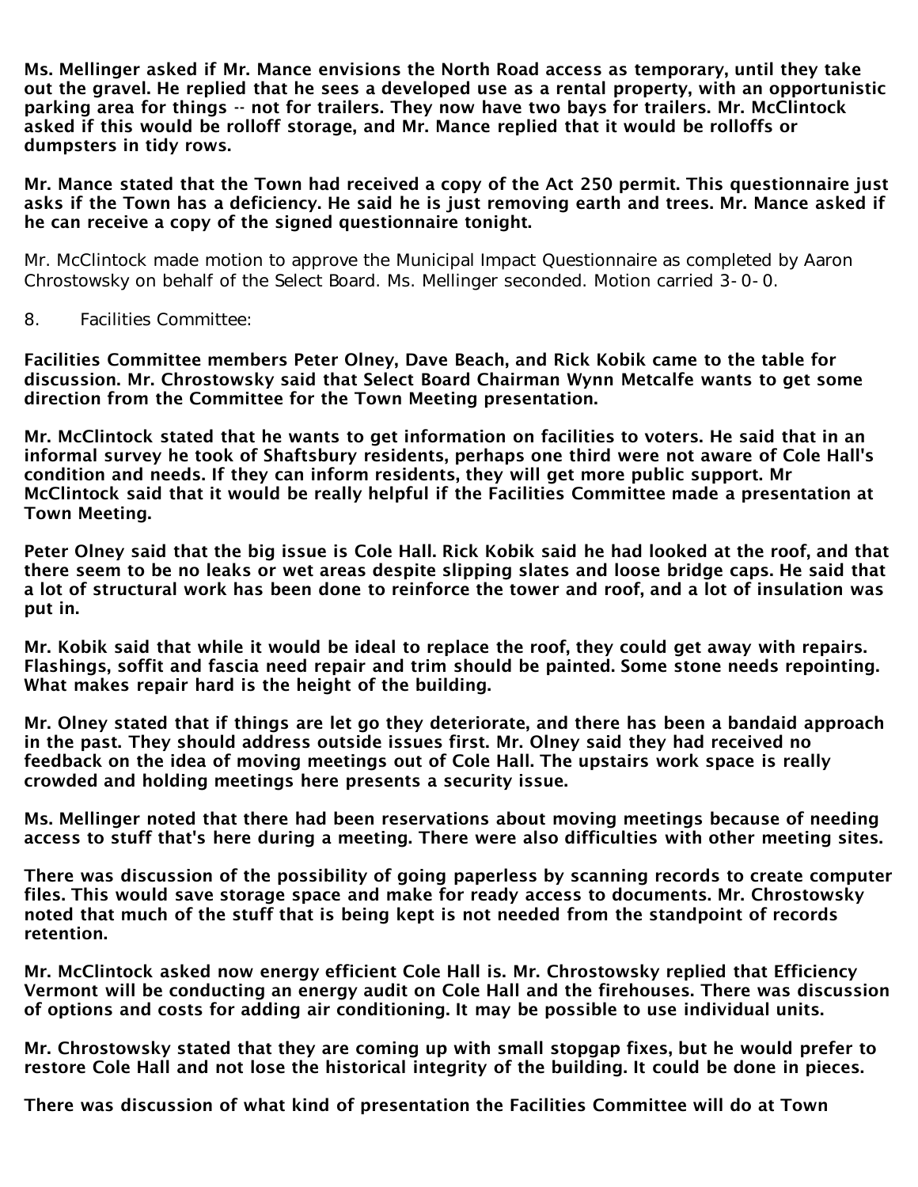**Ms. Mellinger asked if Mr. Mance envisions the North Road access as temporary, until they take out the gravel. He replied that he sees a developed use as a rental property, with an opportunistic parking area for things -- not for trailers. They now have two bays for trailers. Mr. McClintock asked if this would be rolloff storage, and Mr. Mance replied that it would be rolloffs or dumpsters in tidy rows.**

**Mr. Mance stated that the Town had received a copy of the Act 250 permit. This questionnaire just asks if the Town has a deficiency. He said he is just removing earth and trees. Mr. Mance asked if he can receive a copy of the signed questionnaire tonight.**

Mr. McClintock made motion to approve the Municipal Impact Questionnaire as completed by Aaron Chrostowsky on behalf of the Select Board. Ms. Mellinger seconded. Motion carried 3-0-0.

8. Facilities Committee:

**Facilities Committee members Peter Olney, Dave Beach, and Rick Kobik came to the table for discussion. Mr. Chrostowsky said that Select Board Chairman Wynn Metcalfe wants to get some direction from the Committee for the Town Meeting presentation.**

**Mr. McClintock stated that he wants to get information on facilities to voters. He said that in an informal survey he took of Shaftsbury residents, perhaps one third were not aware of Cole Hall's condition and needs. If they can inform residents, they will get more public support. Mr McClintock said that it would be really helpful if the Facilities Committee made a presentation at Town Meeting.**

**Peter Olney said that the big issue is Cole Hall. Rick Kobik said he had looked at the roof, and that there seem to be no leaks or wet areas despite slipping slates and loose bridge caps. He said that a lot of structural work has been done to reinforce the tower and roof, and a lot of insulation was put in.**

**Mr. Kobik said that while it would be ideal to replace the roof, they could get away with repairs. Flashings, soffit and fascia need repair and trim should be painted. Some stone needs repointing. What makes repair hard is the height of the building.**

**Mr. Olney stated that if things are let go they deteriorate, and there has been a bandaid approach in the past. They should address outside issues first. Mr. Olney said they had received no feedback on the idea of moving meetings out of Cole Hall. The upstairs work space is really crowded and holding meetings here presents a security issue.**

**Ms. Mellinger noted that there had been reservations about moving meetings because of needing access to stuff that's here during a meeting. There were also difficulties with other meeting sites.**

**There was discussion of the possibility of going paperless by scanning records to create computer files. This would save storage space and make for ready access to documents. Mr. Chrostowsky noted that much of the stuff that is being kept is not needed from the standpoint of records retention.**

**Mr. McClintock asked now energy efficient Cole Hall is. Mr. Chrostowsky replied that Efficiency Vermont will be conducting an energy audit on Cole Hall and the firehouses. There was discussion of options and costs for adding air conditioning. It may be possible to use individual units.**

**Mr. Chrostowsky stated that they are coming up with small stopgap fixes, but he would prefer to restore Cole Hall and not lose the historical integrity of the building. It could be done in pieces.**

**There was discussion of what kind of presentation the Facilities Committee will do at Town**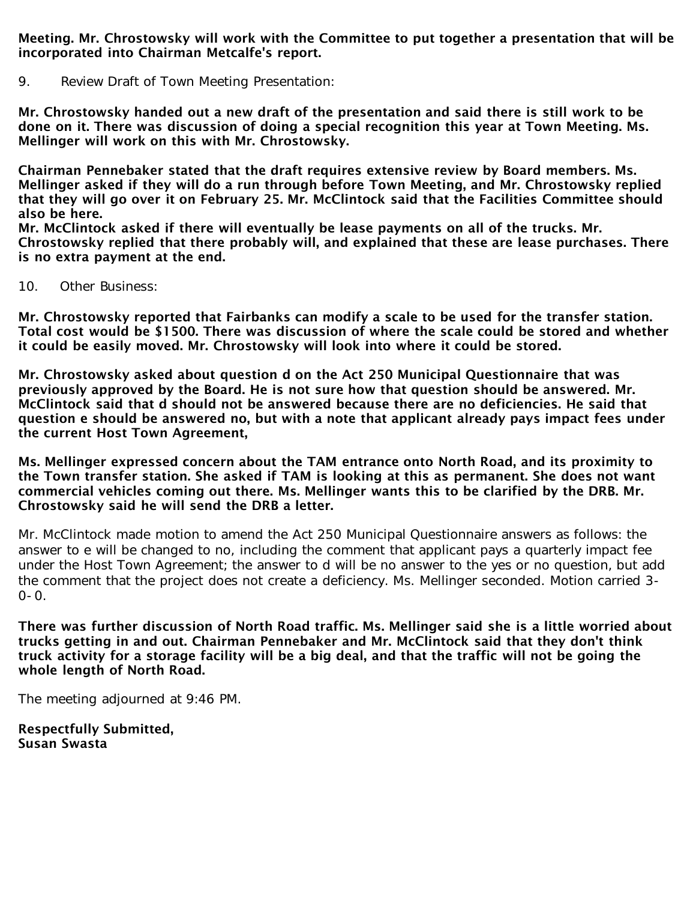**Meeting. Mr. Chrostowsky will work with the Committee to put together a presentation that will be incorporated into Chairman Metcalfe's report.**

9. Review Draft of Town Meeting Presentation:

**Mr. Chrostowsky handed out a new draft of the presentation and said there is still work to be done on it. There was discussion of doing a special recognition this year at Town Meeting. Ms. Mellinger will work on this with Mr. Chrostowsky.**

**Chairman Pennebaker stated that the draft requires extensive review by Board members. Ms. Mellinger asked if they will do a run through before Town Meeting, and Mr. Chrostowsky replied that they will go over it on February 25. Mr. McClintock said that the Facilities Committee should also be here.**
**Mr. McClintock asked if there will eventually be lease payments on all of the trucks. Mr. Chrostowsky replied that there probably will, and explained that these are lease purchases. There is no extra payment at the end.**

10. Other Business:

**Mr. Chrostowsky reported that Fairbanks can modify a scale to be used for the transfer station. Total cost would be $1500. There was discussion of where the scale could be stored and whether it could be easily moved. Mr. Chrostowsky will look into where it could be stored.**

**Mr. Chrostowsky asked about question d on the Act 250 Municipal Questionnaire that was previously approved by the Board. He is not sure how that question should be answered. Mr. McClintock said that d should not be answered because there are no deficiencies. He said that question e should be answered no, but with a note that applicant already pays impact fees under the current Host Town Agreement,**

**Ms. Mellinger expressed concern about the TAM entrance onto North Road, and its proximity to the Town transfer station. She asked if TAM is looking at this as permanent. She does not want commercial vehicles coming out there. Ms. Mellinger wants this to be clarified by the DRB. Mr. Chrostowsky said he will send the DRB a letter.**

Mr. McClintock made motion to amend the Act 250 Municipal Questionnaire answers as follows: the answer to e will be changed to no, including the comment that applicant pays a quarterly impact fee under the Host Town Agreement; the answer to d will be no answer to the yes or no question, but add the comment that the project does not create a deficiency. Ms. Mellinger seconded. Motion carried 3-0-0.

**There was further discussion of North Road traffic. Ms. Mellinger said she is a little worried about trucks getting in and out. Chairman Pennebaker and Mr. McClintock said that they don't think truck activity for a storage facility will be a big deal, and that the traffic will not be going the whole length of North Road.**

The meeting adjourned at 9:46 PM.

**Respectfully Submitted,**
**Susan Swasta**